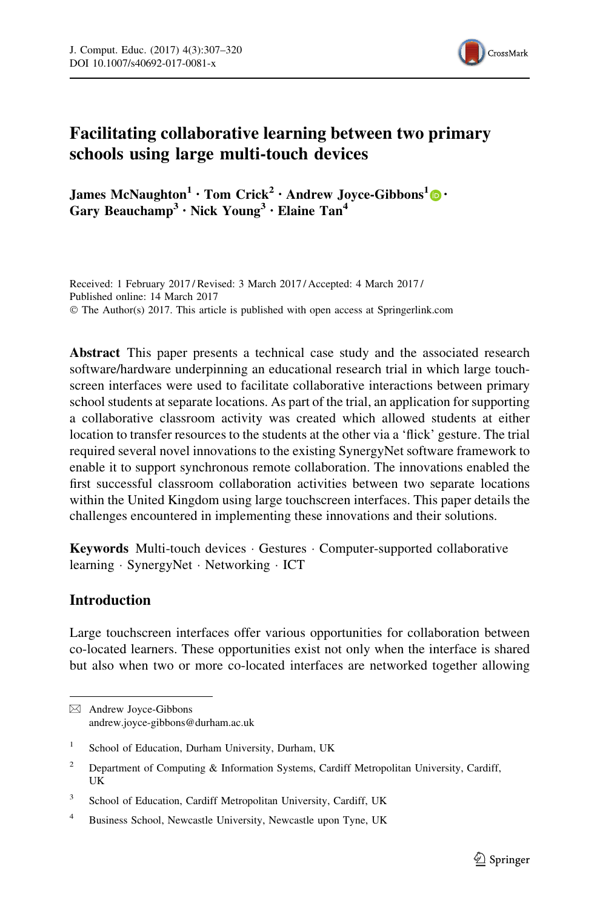# Facilitating collaborative learning between two primary schools using large multi-touch devices

**James McNaughton[1] · Tom Crick[2] · Andrew Joyce-Gibbons[1] · Gary Beauchamp[3] · Nick Young[3] · Elaine Tan[4]**

Received: 1 February 2017 / Revised: 3 March 2017 / Accepted: 4 March 2017 / Published online: 14 March 2017
© The Author(s) 2017. This article is published with open access at Springerlink.com

**Abstract** This paper presents a technical case study and the associated research software/hardware underpinning an educational research trial in which large touchscreen interfaces were used to facilitate collaborative interactions between primary school students at separate locations. As part of the trial, an application for supporting a collaborative classroom activity was created which allowed students at either location to transfer resources to the students at the other via a 'flick' gesture. The trial required several novel innovations to the existing SynergyNet software framework to enable it to support synchronous remote collaboration. The innovations enabled the first successful classroom collaboration activities between two separate locations within the United Kingdom using large touchscreen interfaces. This paper details the challenges encountered in implementing these innovations and their solutions.

**Keywords** Multi-touch devices · Gestures · Computer-supported collaborative learning · SynergyNet · Networking · ICT

## Introduction

Large touchscreen interfaces offer various opportunities for collaboration between co-located learners. These opportunities exist not only when the interface is shared but also when two or more co-located interfaces are networked together allowing

---

✉ Andrew Joyce-Gibbons
andrew.joyce-gibbons@durham.ac.uk

[1] School of Education, Durham University, Durham, UK

[2] Department of Computing & Information Systems, Cardiff Metropolitan University, Cardiff, UK

[3] School of Education, Cardiff Metropolitan University, Cardiff, UK

[4] Business School, Newcastle University, Newcastle upon Tyne, UK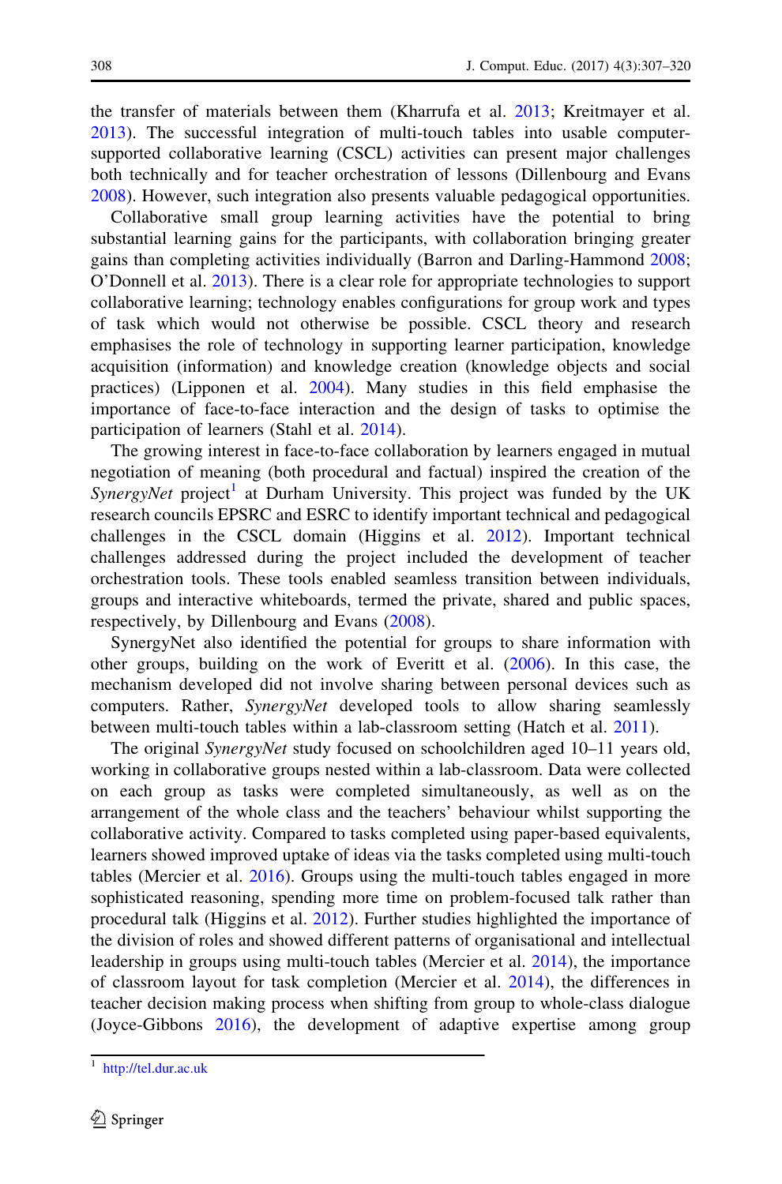the transfer of materials between them (Kharrufa et al. 2013; Kreitmayer et al. 2013). The successful integration of multi-touch tables into usable computer-supported collaborative learning (CSCL) activities can present major challenges both technically and for teacher orchestration of lessons (Dillenbourg and Evans 2008). However, such integration also presents valuable pedagogical opportunities.

Collaborative small group learning activities have the potential to bring substantial learning gains for the participants, with collaboration bringing greater gains than completing activities individually (Barron and Darling-Hammond 2008; O'Donnell et al. 2013). There is a clear role for appropriate technologies to support collaborative learning; technology enables configurations for group work and types of task which would not otherwise be possible. CSCL theory and research emphasises the role of technology in supporting learner participation, knowledge acquisition (information) and knowledge creation (knowledge objects and social practices) (Lipponen et al. 2004). Many studies in this field emphasise the importance of face-to-face interaction and the design of tasks to optimise the participation of learners (Stahl et al. 2014).

The growing interest in face-to-face collaboration by learners engaged in mutual negotiation of meaning (both procedural and factual) inspired the creation of the *SynergyNet* project[1] at Durham University. This project was funded by the UK research councils EPSRC and ESRC to identify important technical and pedagogical challenges in the CSCL domain (Higgins et al. 2012). Important technical challenges addressed during the project included the development of teacher orchestration tools. These tools enabled seamless transition between individuals, groups and interactive whiteboards, termed the private, shared and public spaces, respectively, by Dillenbourg and Evans (2008).

SynergyNet also identified the potential for groups to share information with other groups, building on the work of Everitt et al. (2006). In this case, the mechanism developed did not involve sharing between personal devices such as computers. Rather, *SynergyNet* developed tools to allow sharing seamlessly between multi-touch tables within a lab-classroom setting (Hatch et al. 2011).

The original *SynergyNet* study focused on schoolchildren aged 10–11 years old, working in collaborative groups nested within a lab-classroom. Data were collected on each group as tasks were completed simultaneously, as well as on the arrangement of the whole class and the teachers' behaviour whilst supporting the collaborative activity. Compared to tasks completed using paper-based equivalents, learners showed improved uptake of ideas via the tasks completed using multi-touch tables (Mercier et al. 2016). Groups using the multi-touch tables engaged in more sophisticated reasoning, spending more time on problem-focused talk rather than procedural talk (Higgins et al. 2012). Further studies highlighted the importance of the division of roles and showed different patterns of organisational and intellectual leadership in groups using multi-touch tables (Mercier et al. 2014), the importance of classroom layout for task completion (Mercier et al. 2014), the differences in teacher decision making process when shifting from group to whole-class dialogue (Joyce-Gibbons 2016), the development of adaptive expertise among group

[1] http://tel.dur.ac.uk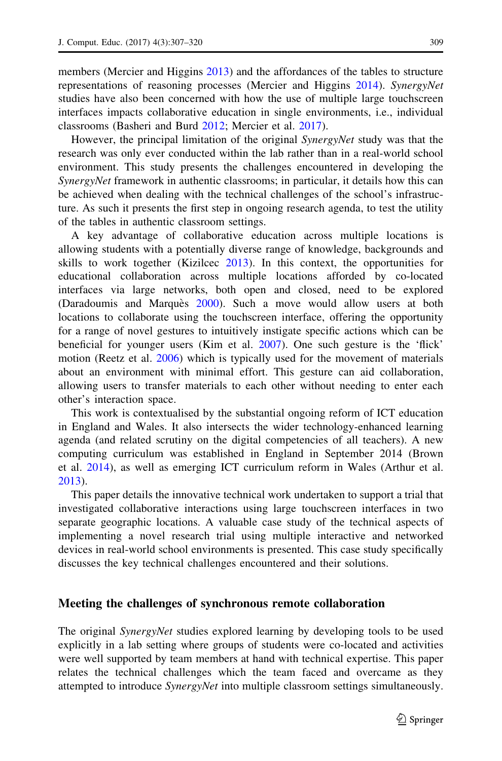members (Mercier and Higgins 2013) and the affordances of the tables to structure representations of reasoning processes (Mercier and Higgins 2014). *SynergyNet* studies have also been concerned with how the use of multiple large touchscreen interfaces impacts collaborative education in single environments, i.e., individual classrooms (Basheri and Burd 2012; Mercier et al. 2017).

However, the principal limitation of the original *SynergyNet* study was that the research was only ever conducted within the lab rather than in a real-world school environment. This study presents the challenges encountered in developing the *SynergyNet* framework in authentic classrooms; in particular, it details how this can be achieved when dealing with the technical challenges of the school's infrastructure. As such it presents the first step in ongoing research agenda, to test the utility of the tables in authentic classroom settings.

A key advantage of collaborative education across multiple locations is allowing students with a potentially diverse range of knowledge, backgrounds and skills to work together (Kizilcec 2013). In this context, the opportunities for educational collaboration across multiple locations afforded by co-located interfaces via large networks, both open and closed, need to be explored (Daradoumis and Marquès 2000). Such a move would allow users at both locations to collaborate using the touchscreen interface, offering the opportunity for a range of novel gestures to intuitively instigate specific actions which can be beneficial for younger users (Kim et al. 2007). One such gesture is the 'flick' motion (Reetz et al. 2006) which is typically used for the movement of materials about an environment with minimal effort. This gesture can aid collaboration, allowing users to transfer materials to each other without needing to enter each other's interaction space.

This work is contextualised by the substantial ongoing reform of ICT education in England and Wales. It also intersects the wider technology-enhanced learning agenda (and related scrutiny on the digital competencies of all teachers). A new computing curriculum was established in England in September 2014 (Brown et al. 2014), as well as emerging ICT curriculum reform in Wales (Arthur et al. 2013).

This paper details the innovative technical work undertaken to support a trial that investigated collaborative interactions using large touchscreen interfaces in two separate geographic locations. A valuable case study of the technical aspects of implementing a novel research trial using multiple interactive and networked devices in real-world school environments is presented. This case study specifically discusses the key technical challenges encountered and their solutions.

## Meeting the challenges of synchronous remote collaboration

The original *SynergyNet* studies explored learning by developing tools to be used explicitly in a lab setting where groups of students were co-located and activities were well supported by team members at hand with technical expertise. This paper relates the technical challenges which the team faced and overcame as they attempted to introduce *SynergyNet* into multiple classroom settings simultaneously.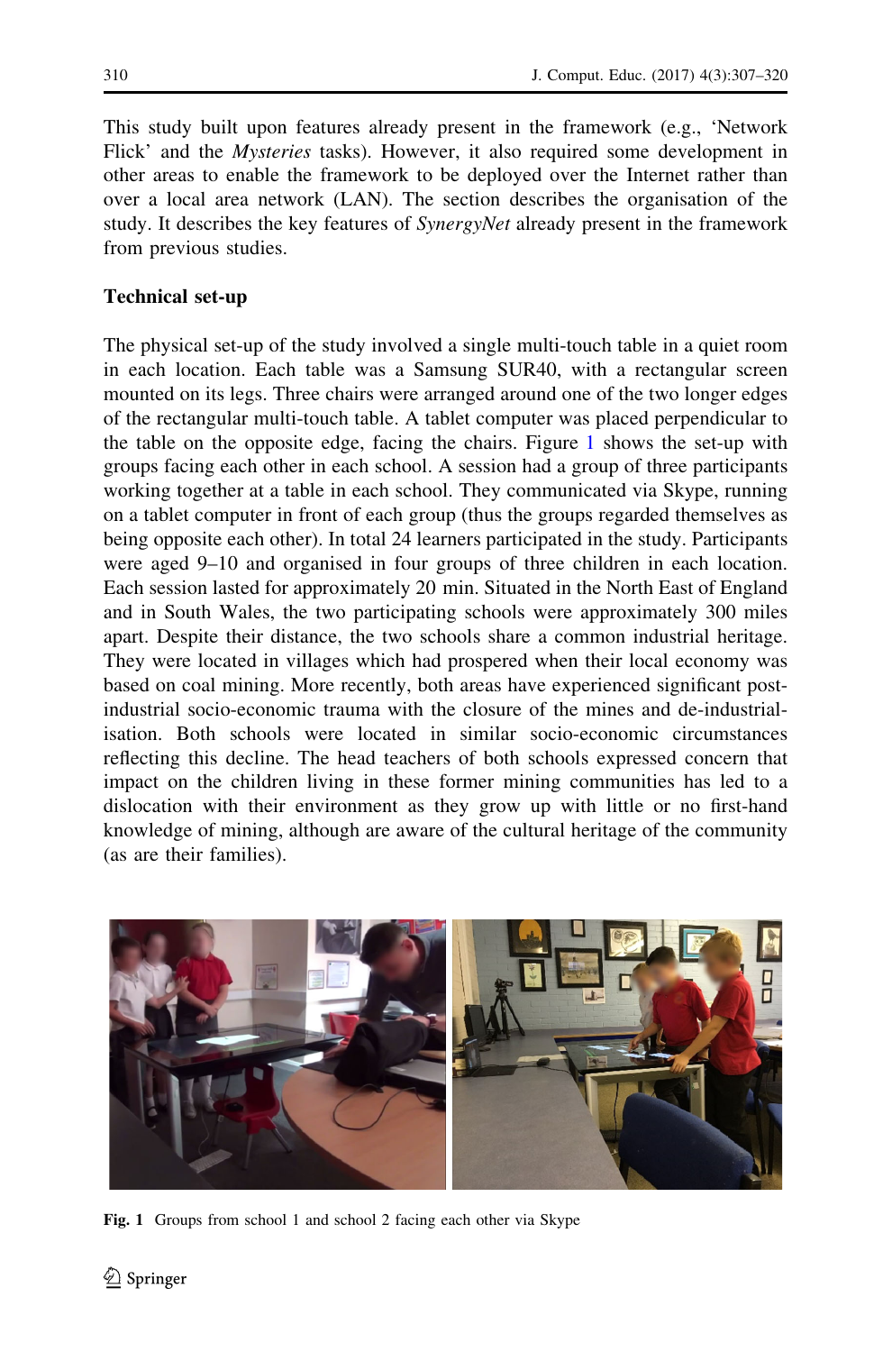This study built upon features already present in the framework (e.g., 'Network Flick' and the *Mysteries* tasks). However, it also required some development in other areas to enable the framework to be deployed over the Internet rather than over a local area network (LAN). The section describes the organisation of the study. It describes the key features of *SynergyNet* already present in the framework from previous studies.

### Technical set-up

The physical set-up of the study involved a single multi-touch table in a quiet room in each location. Each table was a Samsung SUR40, with a rectangular screen mounted on its legs. Three chairs were arranged around one of the two longer edges of the rectangular multi-touch table. A tablet computer was placed perpendicular to the table on the opposite edge, facing the chairs. Figure 1 shows the set-up with groups facing each other in each school. A session had a group of three participants working together at a table in each school. They communicated via Skype, running on a tablet computer in front of each group (thus the groups regarded themselves as being opposite each other). In total 24 learners participated in the study. Participants were aged 9–10 and organised in four groups of three children in each location. Each session lasted for approximately 20 min. Situated in the North East of England and in South Wales, the two participating schools were approximately 300 miles apart. Despite their distance, the two schools share a common industrial heritage. They were located in villages which had prospered when their local economy was based on coal mining. More recently, both areas have experienced significant post-industrial socio-economic trauma with the closure of the mines and de-industrialisation. Both schools were located in similar socio-economic circumstances reflecting this decline. The head teachers of both schools expressed concern that impact on the children living in these former mining communities has led to a dislocation with their environment as they grow up with little or no first-hand knowledge of mining, although are aware of the cultural heritage of the community (as are their families).

**Fig. 1** Groups from school 1 and school 2 facing each other via Skype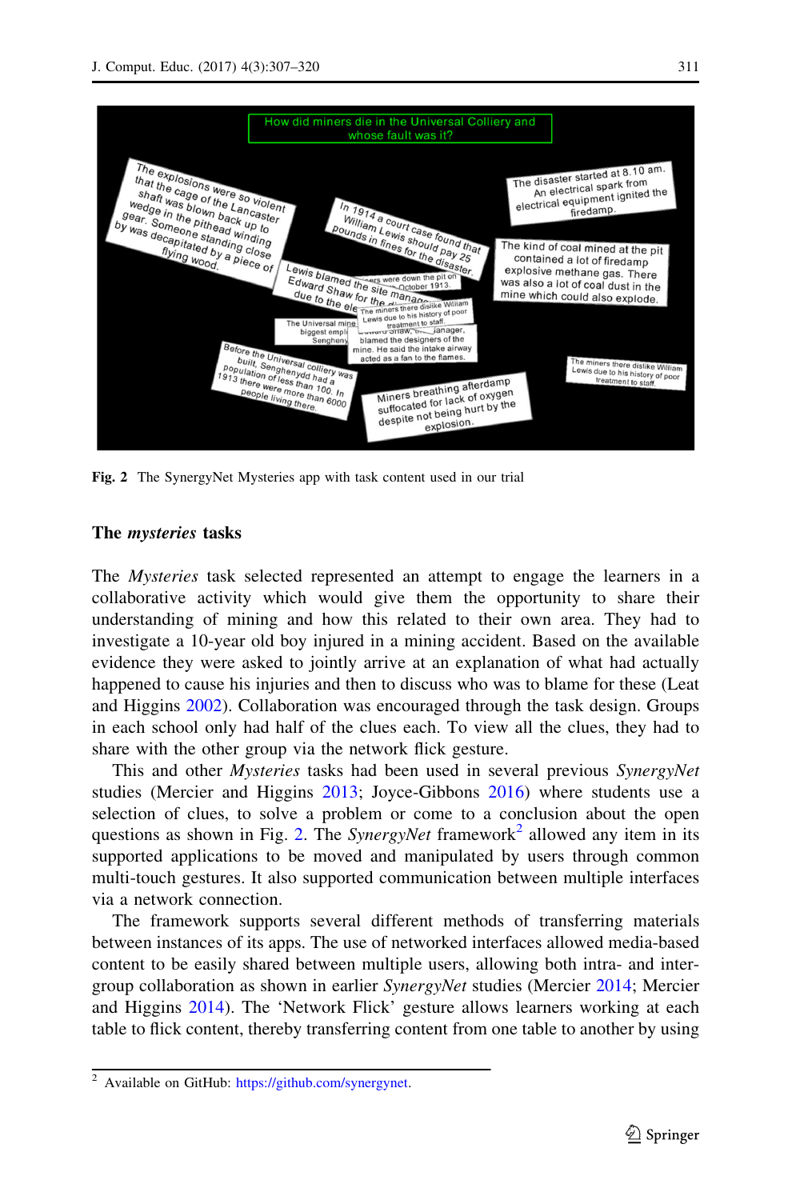Fig. 2 The SynergyNet Mysteries app with task content used in our trial

## The *mysteries* tasks

The *Mysteries* task selected represented an attempt to engage the learners in a collaborative activity which would give them the opportunity to share their understanding of mining and how this related to their own area. They had to investigate a 10-year old boy injured in a mining accident. Based on the available evidence they were asked to jointly arrive at an explanation of what had actually happened to cause his injuries and then to discuss who was to blame for these (Leat and Higgins 2002). Collaboration was encouraged through the task design. Groups in each school only had half of the clues each. To view all the clues, they had to share with the other group via the network flick gesture.

This and other *Mysteries* tasks had been used in several previous *SynergyNet* studies (Mercier and Higgins 2013; Joyce-Gibbons 2016) where students use a selection of clues, to solve a problem or come to a conclusion about the open questions as shown in Fig. 2. The *SynergyNet* framework[2] allowed any item in its supported applications to be moved and manipulated by users through common multi-touch gestures. It also supported communication between multiple interfaces via a network connection.

The framework supports several different methods of transferring materials between instances of its apps. The use of networked interfaces allowed media-based content to be easily shared between multiple users, allowing both intra- and inter-group collaboration as shown in earlier *SynergyNet* studies (Mercier 2014; Mercier and Higgins 2014). The 'Network Flick' gesture allows learners working at each table to flick content, thereby transferring content from one table to another by using

[2] Available on GitHub: https://github.com/synergynet.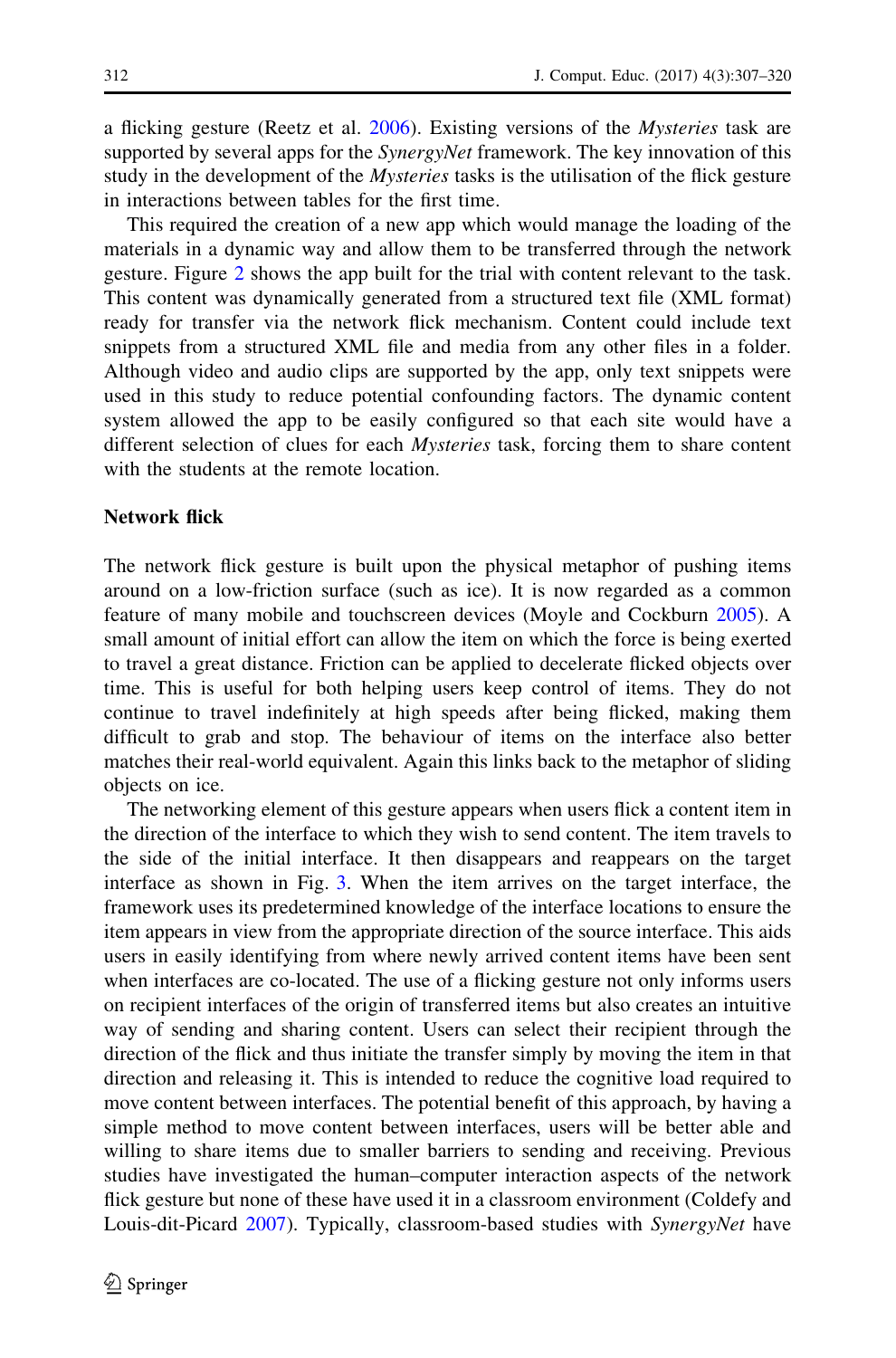a flicking gesture (Reetz et al. 2006). Existing versions of the *Mysteries* task are supported by several apps for the *SynergyNet* framework. The key innovation of this study in the development of the *Mysteries* tasks is the utilisation of the flick gesture in interactions between tables for the first time.

This required the creation of a new app which would manage the loading of the materials in a dynamic way and allow them to be transferred through the network gesture. Figure 2 shows the app built for the trial with content relevant to the task. This content was dynamically generated from a structured text file (XML format) ready for transfer via the network flick mechanism. Content could include text snippets from a structured XML file and media from any other files in a folder. Although video and audio clips are supported by the app, only text snippets were used in this study to reduce potential confounding factors. The dynamic content system allowed the app to be easily configured so that each site would have a different selection of clues for each *Mysteries* task, forcing them to share content with the students at the remote location.

### Network flick

The network flick gesture is built upon the physical metaphor of pushing items around on a low-friction surface (such as ice). It is now regarded as a common feature of many mobile and touchscreen devices (Moyle and Cockburn 2005). A small amount of initial effort can allow the item on which the force is being exerted to travel a great distance. Friction can be applied to decelerate flicked objects over time. This is useful for both helping users keep control of items. They do not continue to travel indefinitely at high speeds after being flicked, making them difficult to grab and stop. The behaviour of items on the interface also better matches their real-world equivalent. Again this links back to the metaphor of sliding objects on ice.

The networking element of this gesture appears when users flick a content item in the direction of the interface to which they wish to send content. The item travels to the side of the initial interface. It then disappears and reappears on the target interface as shown in Fig. 3. When the item arrives on the target interface, the framework uses its predetermined knowledge of the interface locations to ensure the item appears in view from the appropriate direction of the source interface. This aids users in easily identifying from where newly arrived content items have been sent when interfaces are co-located. The use of a flicking gesture not only informs users on recipient interfaces of the origin of transferred items but also creates an intuitive way of sending and sharing content. Users can select their recipient through the direction of the flick and thus initiate the transfer simply by moving the item in that direction and releasing it. This is intended to reduce the cognitive load required to move content between interfaces. The potential benefit of this approach, by having a simple method to move content between interfaces, users will be better able and willing to share items due to smaller barriers to sending and receiving. Previous studies have investigated the human–computer interaction aspects of the network flick gesture but none of these have used it in a classroom environment (Coldefy and Louis-dit-Picard 2007). Typically, classroom-based studies with *SynergyNet* have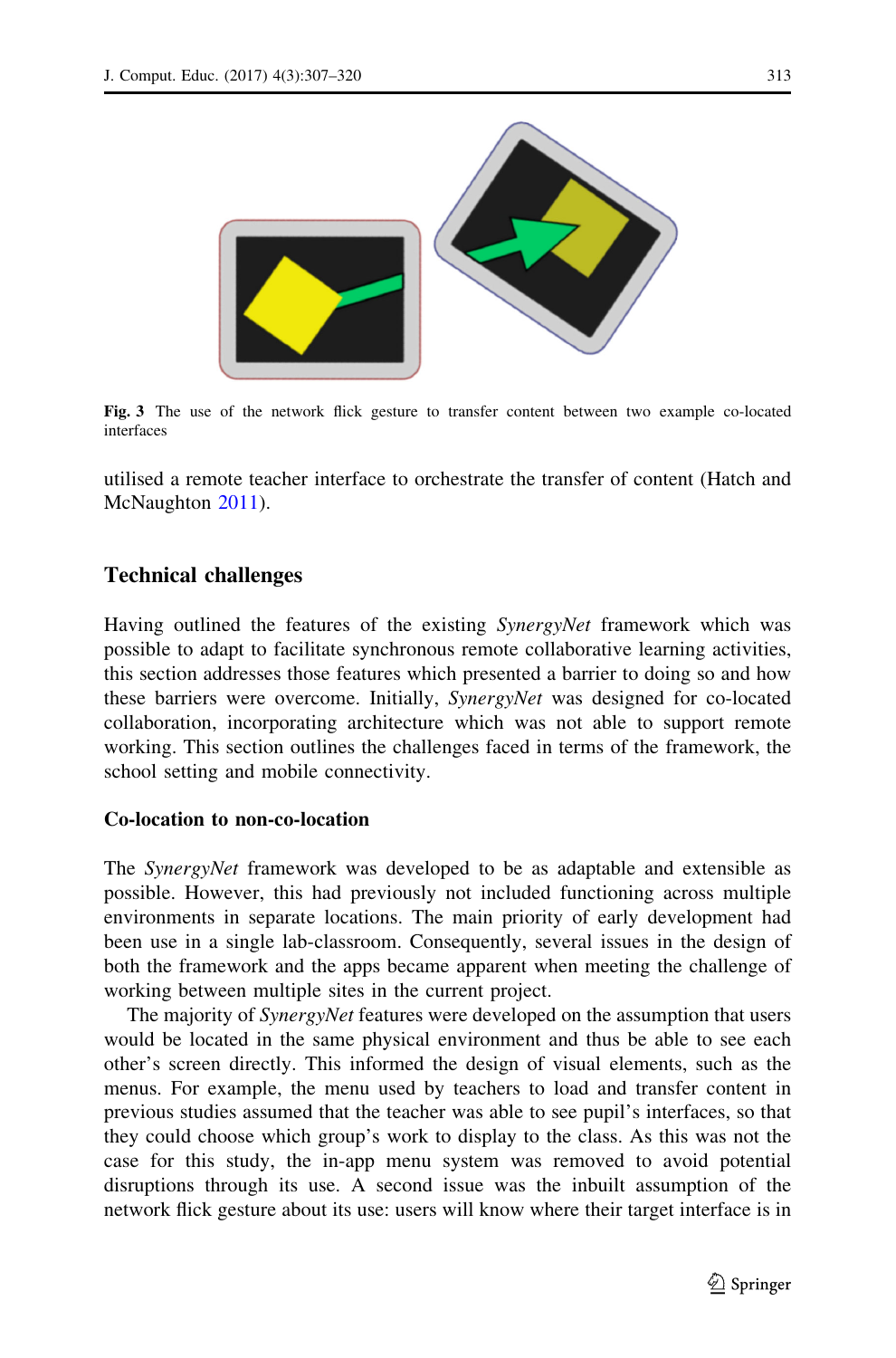Fig. 3 The use of the network flick gesture to transfer content between two example co-located interfaces

utilised a remote teacher interface to orchestrate the transfer of content (Hatch and McNaughton 2011).

## Technical challenges

Having outlined the features of the existing *SynergyNet* framework which was possible to adapt to facilitate synchronous remote collaborative learning activities, this section addresses those features which presented a barrier to doing so and how these barriers were overcome. Initially, *SynergyNet* was designed for co-located collaboration, incorporating architecture which was not able to support remote working. This section outlines the challenges faced in terms of the framework, the school setting and mobile connectivity.

### Co-location to non-co-location

The *SynergyNet* framework was developed to be as adaptable and extensible as possible. However, this had previously not included functioning across multiple environments in separate locations. The main priority of early development had been use in a single lab-classroom. Consequently, several issues in the design of both the framework and the apps became apparent when meeting the challenge of working between multiple sites in the current project.

The majority of *SynergyNet* features were developed on the assumption that users would be located in the same physical environment and thus be able to see each other's screen directly. This informed the design of visual elements, such as the menus. For example, the menu used by teachers to load and transfer content in previous studies assumed that the teacher was able to see pupil's interfaces, so that they could choose which group's work to display to the class. As this was not the case for this study, the in-app menu system was removed to avoid potential disruptions through its use. A second issue was the inbuilt assumption of the network flick gesture about its use: users will know where their target interface is in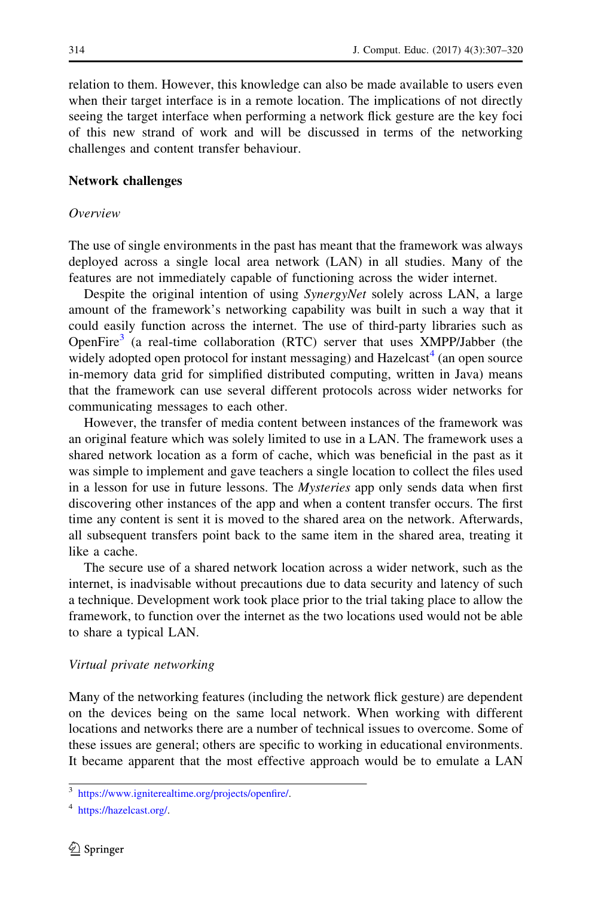relation to them. However, this knowledge can also be made available to users even when their target interface is in a remote location. The implications of not directly seeing the target interface when performing a network flick gesture are the key foci of this new strand of work and will be discussed in terms of the networking challenges and content transfer behaviour.

## Network challenges

### *Overview*

The use of single environments in the past has meant that the framework was always deployed across a single local area network (LAN) in all studies. Many of the features are not immediately capable of functioning across the wider internet.

Despite the original intention of using *SynergyNet* solely across LAN, a large amount of the framework's networking capability was built in such a way that it could easily function across the internet. The use of third-party libraries such as OpenFire[3] (a real-time collaboration (RTC) server that uses XMPP/Jabber (the widely adopted open protocol for instant messaging) and Hazelcast[4] (an open source in-memory data grid for simplified distributed computing, written in Java) means that the framework can use several different protocols across wider networks for communicating messages to each other.

However, the transfer of media content between instances of the framework was an original feature which was solely limited to use in a LAN. The framework uses a shared network location as a form of cache, which was beneficial in the past as it was simple to implement and gave teachers a single location to collect the files used in a lesson for use in future lessons. The *Mysteries* app only sends data when first discovering other instances of the app and when a content transfer occurs. The first time any content is sent it is moved to the shared area on the network. Afterwards, all subsequent transfers point back to the same item in the shared area, treating it like a cache.

The secure use of a shared network location across a wider network, such as the internet, is inadvisable without precautions due to data security and latency of such a technique. Development work took place prior to the trial taking place to allow the framework, to function over the internet as the two locations used would not be able to share a typical LAN.

### *Virtual private networking*

Many of the networking features (including the network flick gesture) are dependent on the devices being on the same local network. When working with different locations and networks there are a number of technical issues to overcome. Some of these issues are general; others are specific to working in educational environments. It became apparent that the most effective approach would be to emulate a LAN

---

[3] https://www.igniterealtime.org/projects/openfire/.

[4] https://hazelcast.org/.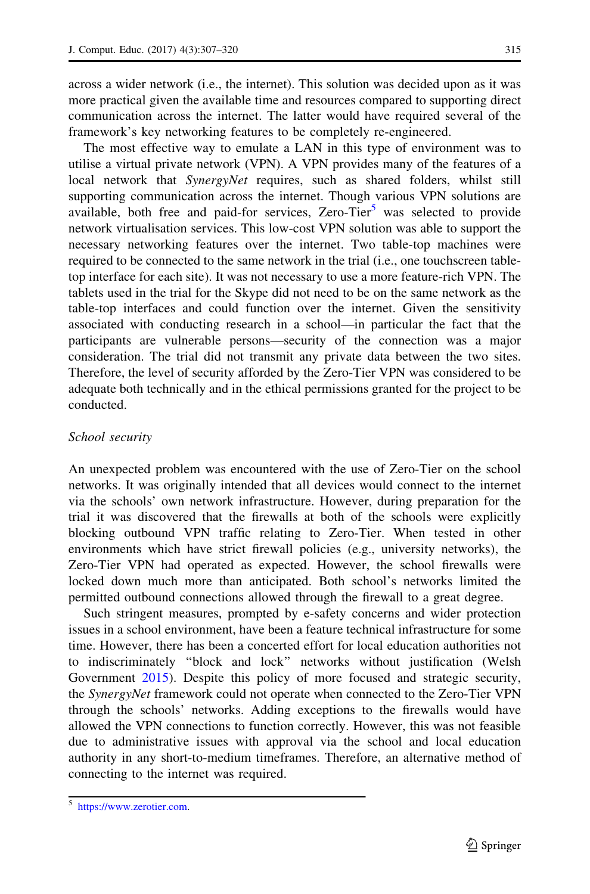across a wider network (i.e., the internet). This solution was decided upon as it was more practical given the available time and resources compared to supporting direct communication across the internet. The latter would have required several of the framework's key networking features to be completely re-engineered.

The most effective way to emulate a LAN in this type of environment was to utilise a virtual private network (VPN). A VPN provides many of the features of a local network that *SynergyNet* requires, such as shared folders, whilst still supporting communication across the internet. Though various VPN solutions are available, both free and paid-for services, Zero-Tier[5] was selected to provide network virtualisation services. This low-cost VPN solution was able to support the necessary networking features over the internet. Two table-top machines were required to be connected to the same network in the trial (i.e., one touchscreen table-top interface for each site). It was not necessary to use a more feature-rich VPN. The tablets used in the trial for the Skype did not need to be on the same network as the table-top interfaces and could function over the internet. Given the sensitivity associated with conducting research in a school—in particular the fact that the participants are vulnerable persons—security of the connection was a major consideration. The trial did not transmit any private data between the two sites. Therefore, the level of security afforded by the Zero-Tier VPN was considered to be adequate both technically and in the ethical permissions granted for the project to be conducted.

*School security*

An unexpected problem was encountered with the use of Zero-Tier on the school networks. It was originally intended that all devices would connect to the internet via the schools' own network infrastructure. However, during preparation for the trial it was discovered that the firewalls at both of the schools were explicitly blocking outbound VPN traffic relating to Zero-Tier. When tested in other environments which have strict firewall policies (e.g., university networks), the Zero-Tier VPN had operated as expected. However, the school firewalls were locked down much more than anticipated. Both school's networks limited the permitted outbound connections allowed through the firewall to a great degree.

Such stringent measures, prompted by e-safety concerns and wider protection issues in a school environment, have been a feature technical infrastructure for some time. However, there has been a concerted effort for local education authorities not to indiscriminately "block and lock" networks without justification (Welsh Government 2015). Despite this policy of more focused and strategic security, the *SynergyNet* framework could not operate when connected to the Zero-Tier VPN through the schools' networks. Adding exceptions to the firewalls would have allowed the VPN connections to function correctly. However, this was not feasible due to administrative issues with approval via the school and local education authority in any short-to-medium timeframes. Therefore, an alternative method of connecting to the internet was required.

[5] https://www.zerotier.com.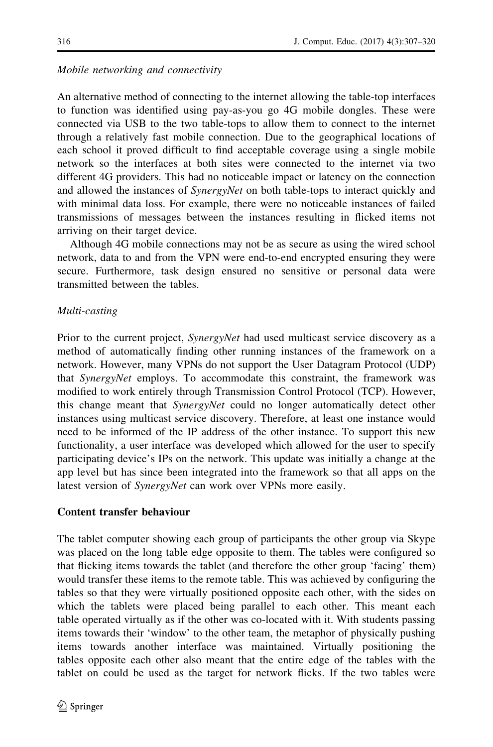*Mobile networking and connectivity*

An alternative method of connecting to the internet allowing the table-top interfaces to function was identified using pay-as-you go 4G mobile dongles. These were connected via USB to the two table-tops to allow them to connect to the internet through a relatively fast mobile connection. Due to the geographical locations of each school it proved difficult to find acceptable coverage using a single mobile network so the interfaces at both sites were connected to the internet via two different 4G providers. This had no noticeable impact or latency on the connection and allowed the instances of *SynergyNet* on both table-tops to interact quickly and with minimal data loss. For example, there were no noticeable instances of failed transmissions of messages between the instances resulting in flicked items not arriving on their target device.

Although 4G mobile connections may not be as secure as using the wired school network, data to and from the VPN were end-to-end encrypted ensuring they were secure. Furthermore, task design ensured no sensitive or personal data were transmitted between the tables.

*Multi-casting*

Prior to the current project, *SynergyNet* had used multicast service discovery as a method of automatically finding other running instances of the framework on a network. However, many VPNs do not support the User Datagram Protocol (UDP) that *SynergyNet* employs. To accommodate this constraint, the framework was modified to work entirely through Transmission Control Protocol (TCP). However, this change meant that *SynergyNet* could no longer automatically detect other instances using multicast service discovery. Therefore, at least one instance would need to be informed of the IP address of the other instance. To support this new functionality, a user interface was developed which allowed for the user to specify participating device's IPs on the network. This update was initially a change at the app level but has since been integrated into the framework so that all apps on the latest version of *SynergyNet* can work over VPNs more easily.

**Content transfer behaviour**

The tablet computer showing each group of participants the other group via Skype was placed on the long table edge opposite to them. The tables were configured so that flicking items towards the tablet (and therefore the other group 'facing' them) would transfer these items to the remote table. This was achieved by configuring the tables so that they were virtually positioned opposite each other, with the sides on which the tablets were placed being parallel to each other. This meant each table operated virtually as if the other was co-located with it. With students passing items towards their 'window' to the other team, the metaphor of physically pushing items towards another interface was maintained. Virtually positioning the tables opposite each other also meant that the entire edge of the tables with the tablet on could be used as the target for network flicks. If the two tables were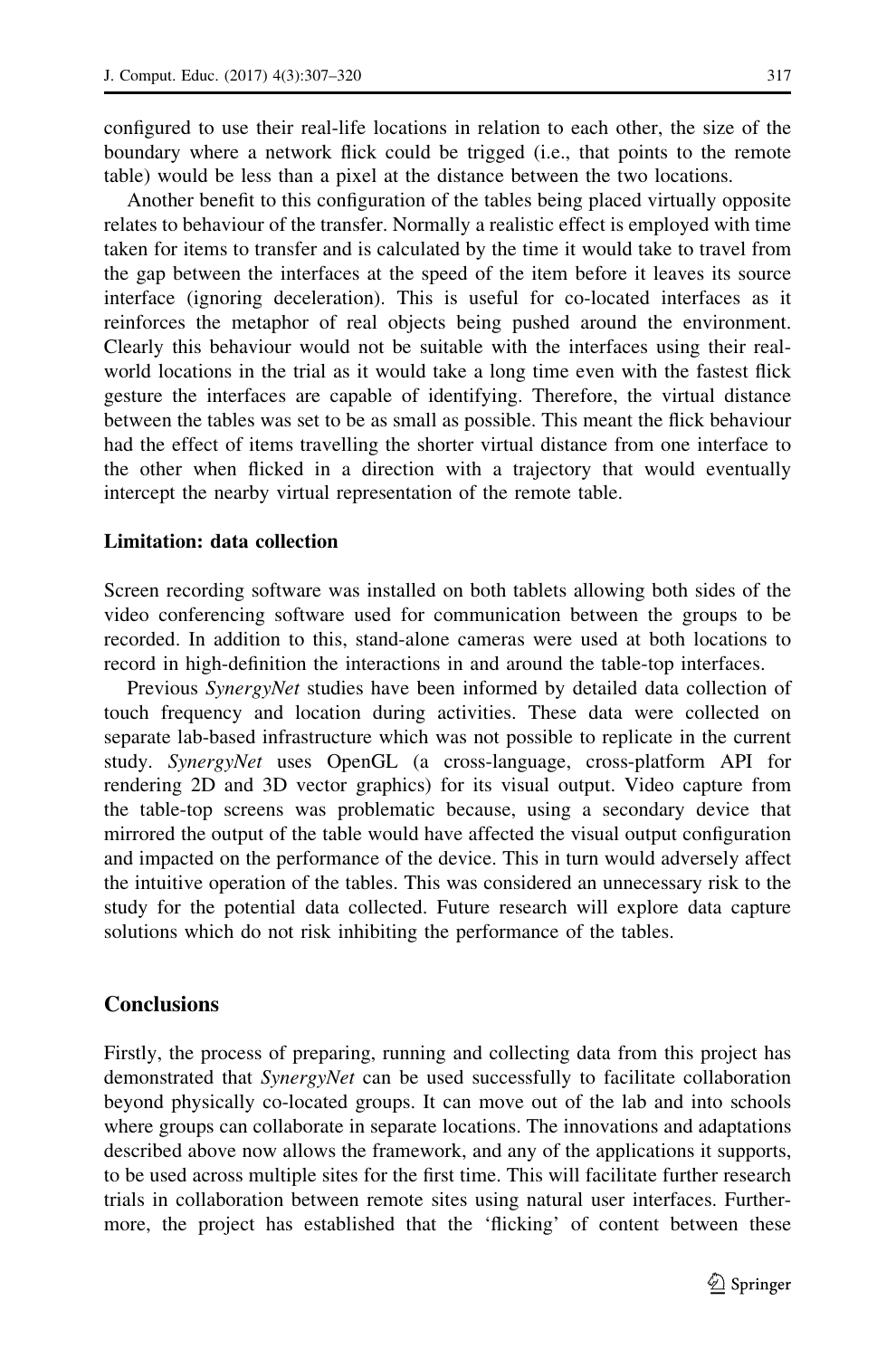configured to use their real-life locations in relation to each other, the size of the boundary where a network flick could be trigged (i.e., that points to the remote table) would be less than a pixel at the distance between the two locations.

Another benefit to this configuration of the tables being placed virtually opposite relates to behaviour of the transfer. Normally a realistic effect is employed with time taken for items to transfer and is calculated by the time it would take to travel from the gap between the interfaces at the speed of the item before it leaves its source interface (ignoring deceleration). This is useful for co-located interfaces as it reinforces the metaphor of real objects being pushed around the environment. Clearly this behaviour would not be suitable with the interfaces using their real-world locations in the trial as it would take a long time even with the fastest flick gesture the interfaces are capable of identifying. Therefore, the virtual distance between the tables was set to be as small as possible. This meant the flick behaviour had the effect of items travelling the shorter virtual distance from one interface to the other when flicked in a direction with a trajectory that would eventually intercept the nearby virtual representation of the remote table.

### Limitation: data collection

Screen recording software was installed on both tablets allowing both sides of the video conferencing software used for communication between the groups to be recorded. In addition to this, stand-alone cameras were used at both locations to record in high-definition the interactions in and around the table-top interfaces.

Previous *SynergyNet* studies have been informed by detailed data collection of touch frequency and location during activities. These data were collected on separate lab-based infrastructure which was not possible to replicate in the current study. *SynergyNet* uses OpenGL (a cross-language, cross-platform API for rendering 2D and 3D vector graphics) for its visual output. Video capture from the table-top screens was problematic because, using a secondary device that mirrored the output of the table would have affected the visual output configuration and impacted on the performance of the device. This in turn would adversely affect the intuitive operation of the tables. This was considered an unnecessary risk to the study for the potential data collected. Future research will explore data capture solutions which do not risk inhibiting the performance of the tables.

## Conclusions

Firstly, the process of preparing, running and collecting data from this project has demonstrated that *SynergyNet* can be used successfully to facilitate collaboration beyond physically co-located groups. It can move out of the lab and into schools where groups can collaborate in separate locations. The innovations and adaptations described above now allows the framework, and any of the applications it supports, to be used across multiple sites for the first time. This will facilitate further research trials in collaboration between remote sites using natural user interfaces. Furthermore, the project has established that the 'flicking' of content between these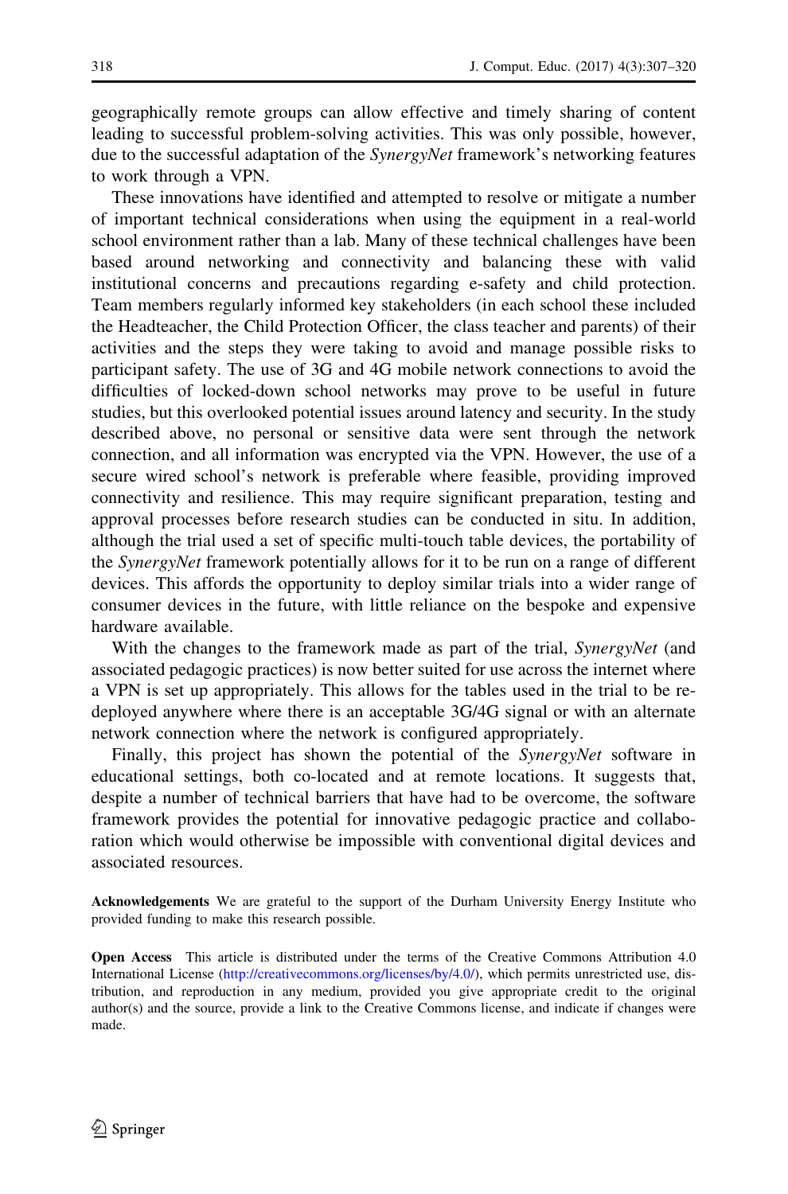geographically remote groups can allow effective and timely sharing of content leading to successful problem-solving activities. This was only possible, however, due to the successful adaptation of the *SynergyNet* framework's networking features to work through a VPN.

These innovations have identified and attempted to resolve or mitigate a number of important technical considerations when using the equipment in a real-world school environment rather than a lab. Many of these technical challenges have been based around networking and connectivity and balancing these with valid institutional concerns and precautions regarding e-safety and child protection. Team members regularly informed key stakeholders (in each school these included the Headteacher, the Child Protection Officer, the class teacher and parents) of their activities and the steps they were taking to avoid and manage possible risks to participant safety. The use of 3G and 4G mobile network connections to avoid the difficulties of locked-down school networks may prove to be useful in future studies, but this overlooked potential issues around latency and security. In the study described above, no personal or sensitive data were sent through the network connection, and all information was encrypted via the VPN. However, the use of a secure wired school's network is preferable where feasible, providing improved connectivity and resilience. This may require significant preparation, testing and approval processes before research studies can be conducted in situ. In addition, although the trial used a set of specific multi-touch table devices, the portability of the *SynergyNet* framework potentially allows for it to be run on a range of different devices. This affords the opportunity to deploy similar trials into a wider range of consumer devices in the future, with little reliance on the bespoke and expensive hardware available.

With the changes to the framework made as part of the trial, *SynergyNet* (and associated pedagogic practices) is now better suited for use across the internet where a VPN is set up appropriately. This allows for the tables used in the trial to be re-deployed anywhere where there is an acceptable 3G/4G signal or with an alternate network connection where the network is configured appropriately.

Finally, this project has shown the potential of the *SynergyNet* software in educational settings, both co-located and at remote locations. It suggests that, despite a number of technical barriers that have had to be overcome, the software framework provides the potential for innovative pedagogic practice and collaboration which would otherwise be impossible with conventional digital devices and associated resources.

**Acknowledgements** We are grateful to the support of the Durham University Energy Institute who provided funding to make this research possible.

**Open Access** This article is distributed under the terms of the Creative Commons Attribution 4.0 International License (http://creativecommons.org/licenses/by/4.0/), which permits unrestricted use, distribution, and reproduction in any medium, provided you give appropriate credit to the original author(s) and the source, provide a link to the Creative Commons license, and indicate if changes were made.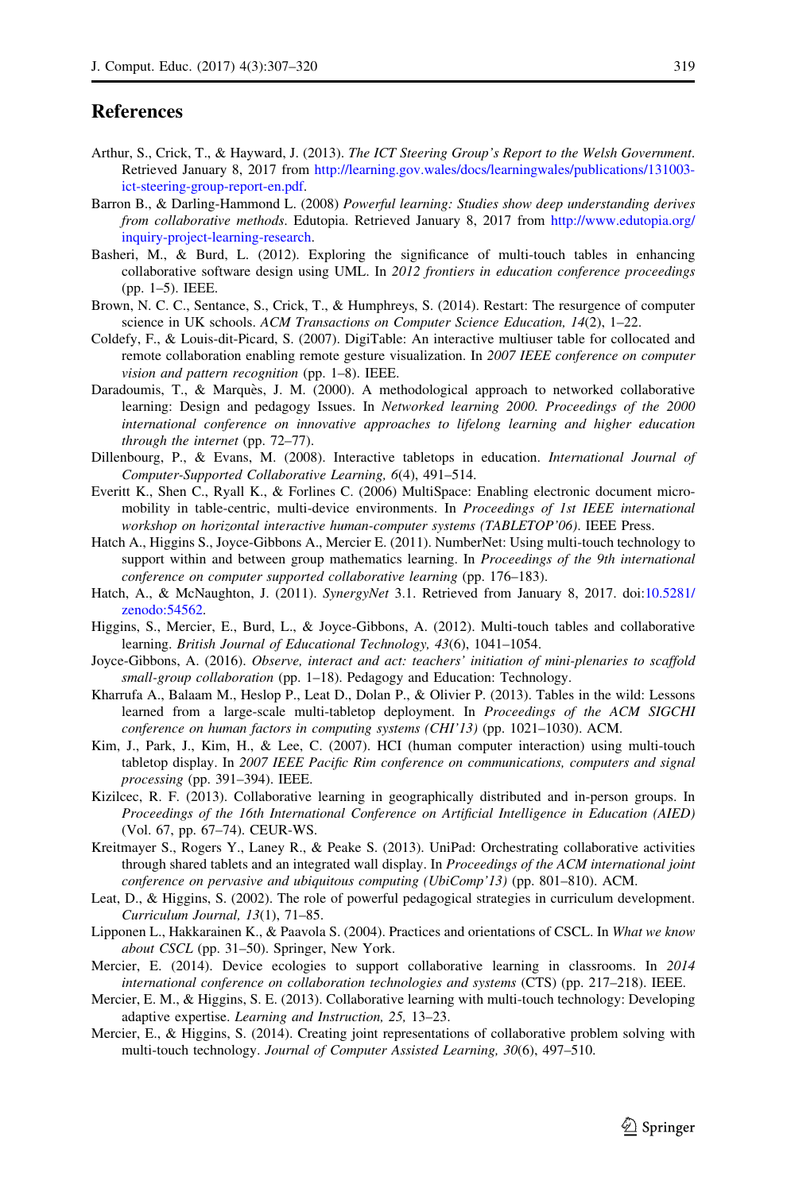## References

Arthur, S., Crick, T., & Hayward, J. (2013). *The ICT Steering Group's Report to the Welsh Government*. Retrieved January 8, 2017 from http://learning.gov.wales/docs/learningwales/publications/131003-ict-steering-group-report-en.pdf.

Barron B., & Darling-Hammond L. (2008) *Powerful learning: Studies show deep understanding derives from collaborative methods*. Edutopia. Retrieved January 8, 2017 from http://www.edutopia.org/inquiry-project-learning-research.

Basheri, M., & Burd, L. (2012). Exploring the significance of multi-touch tables in enhancing collaborative software design using UML. In *2012 frontiers in education conference proceedings* (pp. 1–5). IEEE.

Brown, N. C. C., Sentance, S., Crick, T., & Humphreys, S. (2014). Restart: The resurgence of computer science in UK schools. *ACM Transactions on Computer Science Education, 14*(2), 1–22.

Coldefy, F., & Louis-dit-Picard, S. (2007). DigiTable: An interactive multiuser table for collocated and remote collaboration enabling remote gesture visualization. In *2007 IEEE conference on computer vision and pattern recognition* (pp. 1–8). IEEE.

Daradoumis, T., & Marquès, J. M. (2000). A methodological approach to networked collaborative learning: Design and pedagogy Issues. In *Networked learning 2000. Proceedings of the 2000 international conference on innovative approaches to lifelong learning and higher education through the internet* (pp. 72–77).

Dillenbourg, P., & Evans, M. (2008). Interactive tabletops in education. *International Journal of Computer-Supported Collaborative Learning, 6*(4), 491–514.

Everitt K., Shen C., Ryall K., & Forlines C. (2006) MultiSpace: Enabling electronic document micro-mobility in table-centric, multi-device environments. In *Proceedings of 1st IEEE international workshop on horizontal interactive human-computer systems (TABLETOP'06)*. IEEE Press.

Hatch A., Higgins S., Joyce-Gibbons A., Mercier E. (2011). NumberNet: Using multi-touch technology to support within and between group mathematics learning. In *Proceedings of the 9th international conference on computer supported collaborative learning* (pp. 176–183).

Hatch, A., & McNaughton, J. (2011). *SynergyNet* 3.1. Retrieved from January 8, 2017. doi:10.5281/zenodo:54562.

Higgins, S., Mercier, E., Burd, L., & Joyce-Gibbons, A. (2012). Multi-touch tables and collaborative learning. *British Journal of Educational Technology, 43*(6), 1041–1054.

Joyce-Gibbons, A. (2016). *Observe, interact and act: teachers' initiation of mini-plenaries to scaffold small-group collaboration* (pp. 1–18). Pedagogy and Education: Technology.

Kharrufa A., Balaam M., Heslop P., Leat D., Dolan P., & Olivier P. (2013). Tables in the wild: Lessons learned from a large-scale multi-tabletop deployment. In *Proceedings of the ACM SIGCHI conference on human factors in computing systems (CHI'13)* (pp. 1021–1030). ACM.

Kim, J., Park, J., Kim, H., & Lee, C. (2007). HCI (human computer interaction) using multi-touch tabletop display. In *2007 IEEE Pacific Rim conference on communications, computers and signal processing* (pp. 391–394). IEEE.

Kizilcec, R. F. (2013). Collaborative learning in geographically distributed and in-person groups. In *Proceedings of the 16th International Conference on Artificial Intelligence in Education (AIED)* (Vol. 67, pp. 67–74). CEUR-WS.

Kreitmayer S., Rogers Y., Laney R., & Peake S. (2013). UniPad: Orchestrating collaborative activities through shared tablets and an integrated wall display. In *Proceedings of the ACM international joint conference on pervasive and ubiquitous computing (UbiComp'13)* (pp. 801–810). ACM.

Leat, D., & Higgins, S. (2002). The role of powerful pedagogical strategies in curriculum development. *Curriculum Journal, 13*(1), 71–85.

Lipponen L., Hakkarainen K., & Paavola S. (2004). Practices and orientations of CSCL. In *What we know about CSCL* (pp. 31–50). Springer, New York.

Mercier, E. (2014). Device ecologies to support collaborative learning in classrooms. In *2014 international conference on collaboration technologies and systems* (CTS) (pp. 217–218). IEEE.

Mercier, E. M., & Higgins, S. E. (2013). Collaborative learning with multi-touch technology: Developing adaptive expertise. *Learning and Instruction, 25,* 13–23.

Mercier, E., & Higgins, S. (2014). Creating joint representations of collaborative problem solving with multi-touch technology. *Journal of Computer Assisted Learning, 30*(6), 497–510.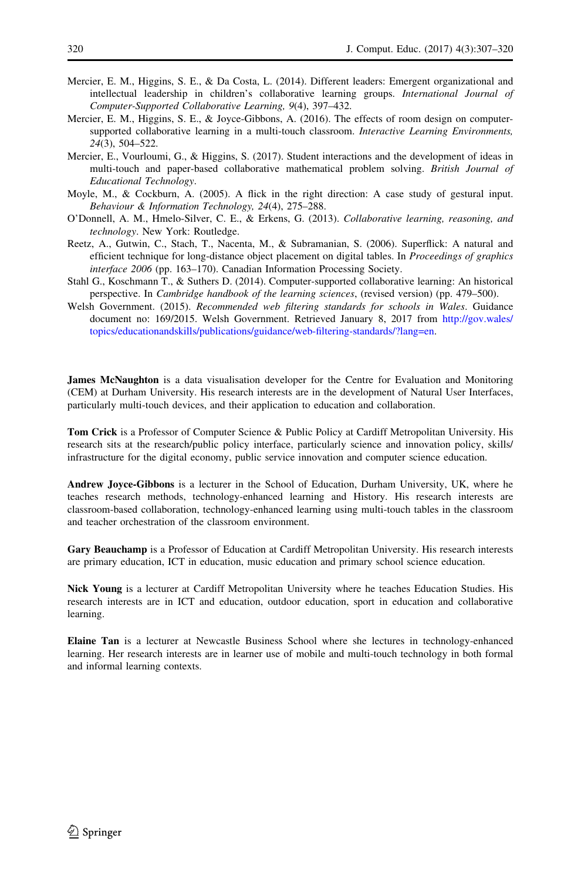Mercier, E. M., Higgins, S. E., & Da Costa, L. (2014). Different leaders: Emergent organizational and intellectual leadership in children's collaborative learning groups. *International Journal of Computer-Supported Collaborative Learning, 9*(4), 397–432.

Mercier, E. M., Higgins, S. E., & Joyce-Gibbons, A. (2016). The effects of room design on computer-supported collaborative learning in a multi-touch classroom. *Interactive Learning Environments, 24*(3), 504–522.

Mercier, E., Vourloumi, G., & Higgins, S. (2017). Student interactions and the development of ideas in multi-touch and paper-based collaborative mathematical problem solving. *British Journal of Educational Technology*.

Moyle, M., & Cockburn, A. (2005). A flick in the right direction: A case study of gestural input. *Behaviour & Information Technology, 24*(4), 275–288.

O'Donnell, A. M., Hmelo-Silver, C. E., & Erkens, G. (2013). *Collaborative learning, reasoning, and technology*. New York: Routledge.

Reetz, A., Gutwin, C., Stach, T., Nacenta, M., & Subramanian, S. (2006). Superflick: A natural and efficient technique for long-distance object placement on digital tables. In *Proceedings of graphics interface 2006* (pp. 163–170). Canadian Information Processing Society.

Stahl G., Koschmann T., & Suthers D. (2014). Computer-supported collaborative learning: An historical perspective. In *Cambridge handbook of the learning sciences*, (revised version) (pp. 479–500).

Welsh Government. (2015). *Recommended web filtering standards for schools in Wales*. Guidance document no: 169/2015. Welsh Government. Retrieved January 8, 2017 from http://gov.wales/topics/educationandskills/publications/guidance/web-filtering-standards/?lang=en.

**James McNaughton** is a data visualisation developer for the Centre for Evaluation and Monitoring (CEM) at Durham University. His research interests are in the development of Natural User Interfaces, particularly multi-touch devices, and their application to education and collaboration.

**Tom Crick** is a Professor of Computer Science & Public Policy at Cardiff Metropolitan University. His research sits at the research/public policy interface, particularly science and innovation policy, skills/infrastructure for the digital economy, public service innovation and computer science education.

**Andrew Joyce-Gibbons** is a lecturer in the School of Education, Durham University, UK, where he teaches research methods, technology-enhanced learning and History. His research interests are classroom-based collaboration, technology-enhanced learning using multi-touch tables in the classroom and teacher orchestration of the classroom environment.

**Gary Beauchamp** is a Professor of Education at Cardiff Metropolitan University. His research interests are primary education, ICT in education, music education and primary school science education.

**Nick Young** is a lecturer at Cardiff Metropolitan University where he teaches Education Studies. His research interests are in ICT and education, outdoor education, sport in education and collaborative learning.

**Elaine Tan** is a lecturer at Newcastle Business School where she lectures in technology-enhanced learning. Her research interests are in learner use of mobile and multi-touch technology in both formal and informal learning contexts.